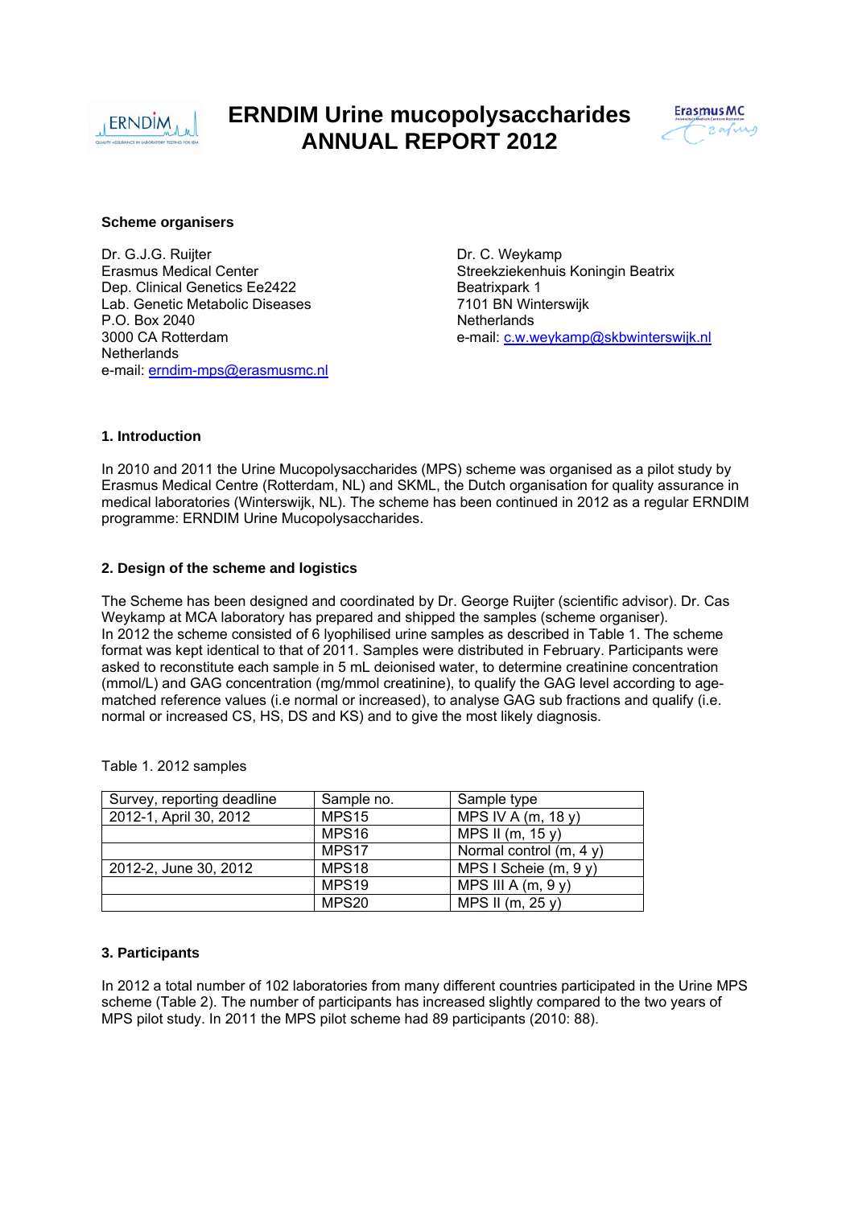# ERNDIM Urine mucopolysaccharides ANNUAL REPORT 2012

**Scheme organisers**

Dr. G.J.G. Ruijter
Erasmus Medical Center
Dep. Clinical Genetics Ee2422
Lab. Genetic Metabolic Diseases
P.O. Box 2040
3000 CA Rotterdam
Netherlands
e-mail: erndim-mps@erasmusmc.nl

Dr. C. Weykamp
Streekziekenhuis Koningin Beatrix
Beatrixpark 1
7101 BN Winterswijk
Netherlands
e-mail: c.w.weykamp@skbwinterswijk.nl

## 1. Introduction

In 2010 and 2011 the Urine Mucopolysaccharides (MPS) scheme was organised as a pilot study by Erasmus Medical Centre (Rotterdam, NL) and SKML, the Dutch organisation for quality assurance in medical laboratories (Winterswijk, NL). The scheme has been continued in 2012 as a regular ERNDIM programme: ERNDIM Urine Mucopolysaccharides.

## 2. Design of the scheme and logistics

The Scheme has been designed and coordinated by Dr. George Ruijter (scientific advisor). Dr. Cas Weykamp at MCA laboratory has prepared and shipped the samples (scheme organiser).
In 2012 the scheme consisted of 6 lyophilised urine samples as described in Table 1. The scheme format was kept identical to that of 2011. Samples were distributed in February. Participants were asked to reconstitute each sample in 5 mL deionised water, to determine creatinine concentration (mmol/L) and GAG concentration (mg/mmol creatinine), to qualify the GAG level according to age-matched reference values (i.e normal or increased), to analyse GAG sub fractions and qualify (i.e. normal or increased CS, HS, DS and KS) and to give the most likely diagnosis.

Table 1. 2012 samples

| Survey, reporting deadline | Sample no. | Sample type |
|---|---|---|
| 2012-1, April 30, 2012 | MPS15 | MPS IV A (m, 18 y) |
| | MPS16 | MPS II (m, 15 y) |
| | MPS17 | Normal control (m, 4 y) |
| 2012-2, June 30, 2012 | MPS18 | MPS I Scheie (m, 9 y) |
| | MPS19 | MPS III A (m, 9 y) |
| | MPS20 | MPS II (m, 25 y) |

## 3. Participants

In 2012 a total number of 102 laboratories from many different countries participated in the Urine MPS scheme (Table 2). The number of participants has increased slightly compared to the two years of MPS pilot study. In 2011 the MPS pilot scheme had 89 participants (2010: 88).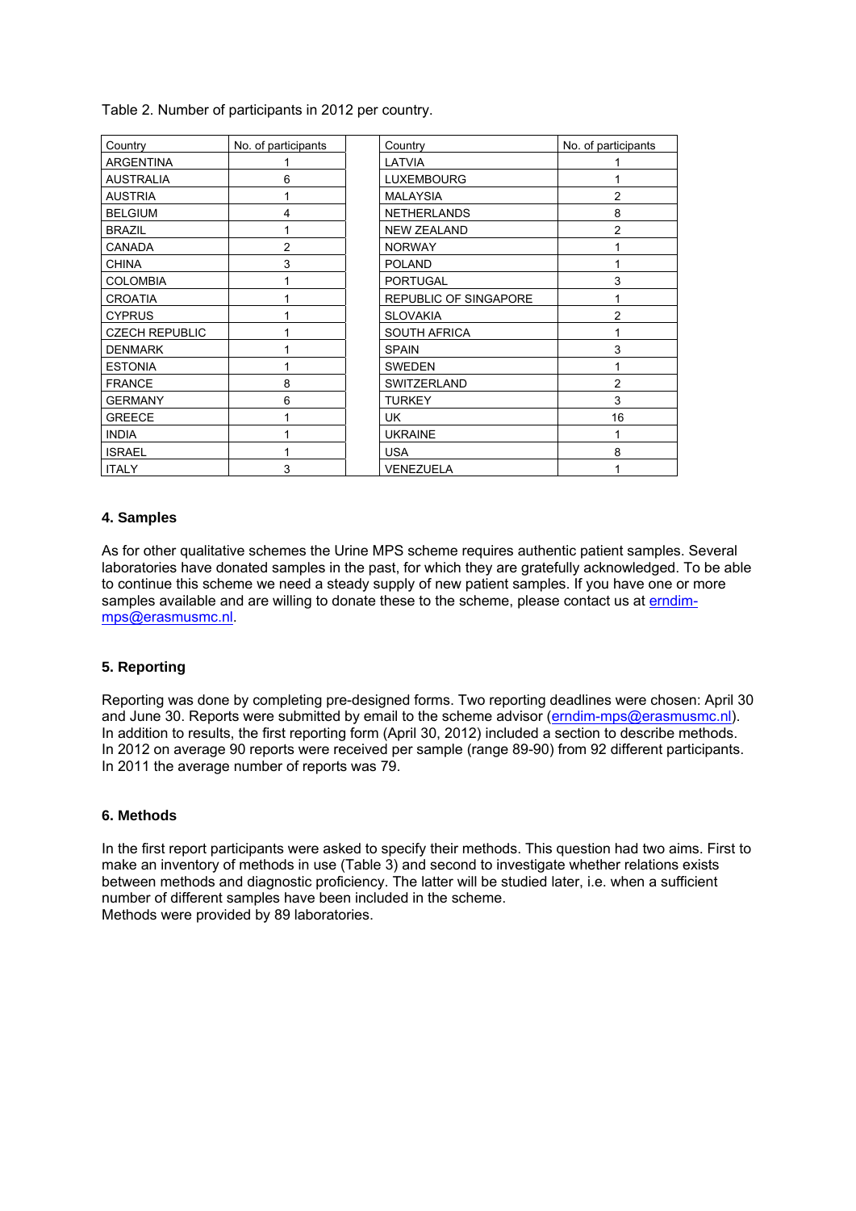Table 2. Number of participants in 2012 per country.

| Country | No. of participants | | Country | No. of participants |
|---|---|---|---|---|
| ARGENTINA | 1 | | LATVIA | 1 |
| AUSTRALIA | 6 | | LUXEMBOURG | 1 |
| AUSTRIA | 1 | | MALAYSIA | 2 |
| BELGIUM | 4 | | NETHERLANDS | 8 |
| BRAZIL | 1 | | NEW ZEALAND | 2 |
| CANADA | 2 | | NORWAY | 1 |
| CHINA | 3 | | POLAND | 1 |
| COLOMBIA | 1 | | PORTUGAL | 3 |
| CROATIA | 1 | | REPUBLIC OF SINGAPORE | 1 |
| CYPRUS | 1 | | SLOVAKIA | 2 |
| CZECH REPUBLIC | 1 | | SOUTH AFRICA | 1 |
| DENMARK | 1 | | SPAIN | 3 |
| ESTONIA | 1 | | SWEDEN | 1 |
| FRANCE | 8 | | SWITZERLAND | 2 |
| GERMANY | 6 | | TURKEY | 3 |
| GREECE | 1 | | UK | 16 |
| INDIA | 1 | | UKRAINE | 1 |
| ISRAEL | 1 | | USA | 8 |
| ITALY | 3 | | VENEZUELA | 1 |

## 4. Samples

As for other qualitative schemes the Urine MPS scheme requires authentic patient samples. Several laboratories have donated samples in the past, for which they are gratefully acknowledged. To be able to continue this scheme we need a steady supply of new patient samples. If you have one or more samples available and are willing to donate these to the scheme, please contact us at erndim-mps@erasmusmc.nl.

## 5. Reporting

Reporting was done by completing pre-designed forms. Two reporting deadlines were chosen: April 30 and June 30. Reports were submitted by email to the scheme advisor (erndim-mps@erasmusmc.nl). In addition to results, the first reporting form (April 30, 2012) included a section to describe methods. In 2012 on average 90 reports were received per sample (range 89-90) from 92 different participants. In 2011 the average number of reports was 79.

## 6. Methods

In the first report participants were asked to specify their methods. This question had two aims. First to make an inventory of methods in use (Table 3) and second to investigate whether relations exists between methods and diagnostic proficiency. The latter will be studied later, i.e. when a sufficient number of different samples have been included in the scheme.
Methods were provided by 89 laboratories.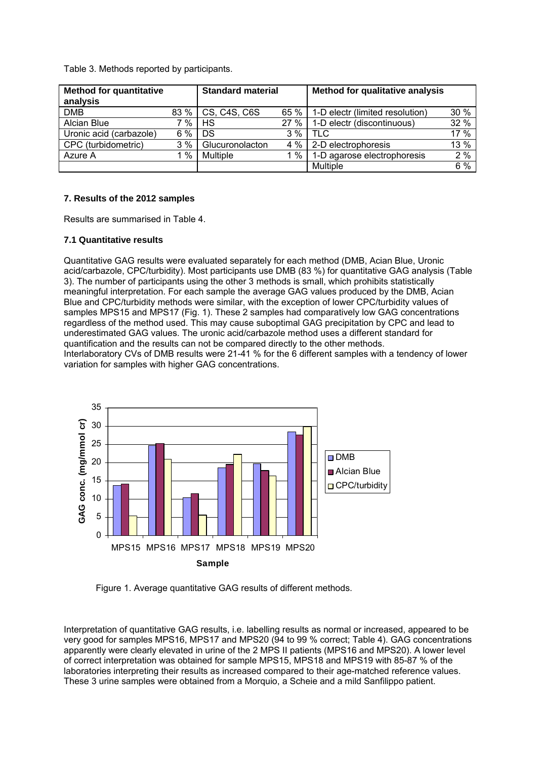Table 3. Methods reported by participants.

| Method for quantitative analysis | | Standard material | | Method for qualitative analysis | |
|---|---|---|---|---|---|
| DMB | 83 % | CS, C4S, C6S | 65 % | 1-D electr (limited resolution) | 30 % |
| Alcian Blue | 7 % | HS | 27 % | 1-D electr (discontinuous) | 32 % |
| Uronic acid (carbazole) | 6 % | DS | 3 % | TLC | 17 % |
| CPC (turbidometric) | 3 % | Glucuronolacton | 4 % | 2-D electrophoresis | 13 % |
| Azure A | 1 % | Multiple | 1 % | 1-D agarose electrophoresis | 2 % |
| | | | | Multiple | 6 % |

### 7. Results of the 2012 samples

Results are summarised in Table 4.

#### 7.1 Quantitative results

Quantitative GAG results were evaluated separately for each method (DMB, Acian Blue, Uronic acid/carbazole, CPC/turbidity). Most participants use DMB (83 %) for quantitative GAG analysis (Table 3). The number of participants using the other 3 methods is small, which prohibits statistically meaningful interpretation. For each sample the average GAG values produced by the DMB, Acian Blue and CPC/turbidity methods were similar, with the exception of lower CPC/turbidity values of samples MPS15 and MPS17 (Fig. 1). These 2 samples had comparatively low GAG concentrations regardless of the method used. This may cause suboptimal GAG precipitation by CPC and lead to underestimated GAG values. The uronic acid/carbazole method uses a different standard for quantification and the results can not be compared directly to the other methods.
Interlaboratory CVs of DMB results were 21-41 % for the 6 different samples with a tendency of lower variation for samples with higher GAG concentrations.

Figure 1. Average quantitative GAG results of different methods.

Interpretation of quantitative GAG results, i.e. labelling results as normal or increased, appeared to be very good for samples MPS16, MPS17 and MPS20 (94 to 99 % correct; Table 4). GAG concentrations apparently were clearly elevated in urine of the 2 MPS II patients (MPS16 and MPS20). A lower level of correct interpretation was obtained for sample MPS15, MPS18 and MPS19 with 85-87 % of the laboratories interpreting their results as increased compared to their age-matched reference values. These 3 urine samples were obtained from a Morquio, a Scheie and a mild Sanfilippo patient.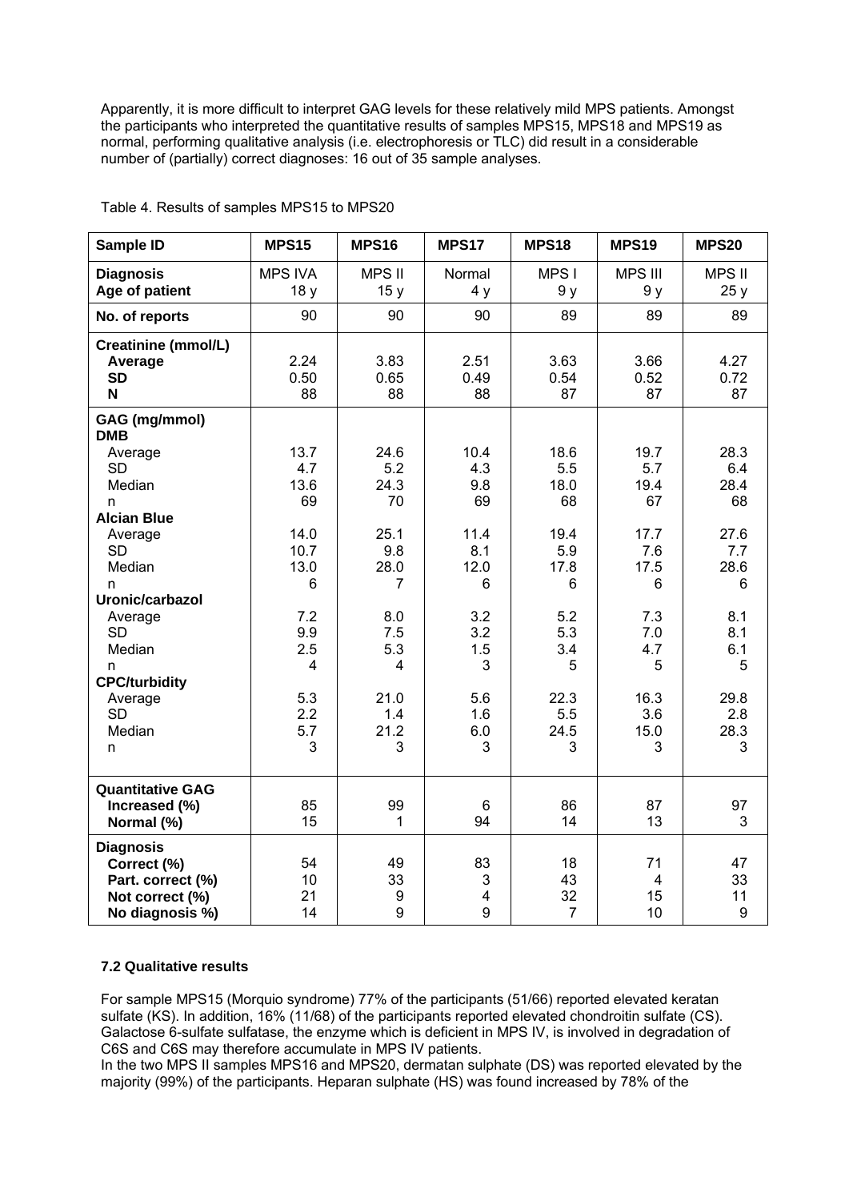Apparently, it is more difficult to interpret GAG levels for these relatively mild MPS patients. Amongst the participants who interpreted the quantitative results of samples MPS15, MPS18 and MPS19 as normal, performing qualitative analysis (i.e. electrophoresis or TLC) did result in a considerable number of (partially) correct diagnoses: 16 out of 35 sample analyses.

Table 4. Results of samples MPS15 to MPS20

| Sample ID | MPS15 | MPS16 | MPS17 | MPS18 | MPS19 | MPS20 |
|---|---|---|---|---|---|---|
| **Diagnosis** | MPS IVA | MPS II | Normal | MPS I | MPS III | MPS II |
| **Age of patient** | 18 y | 15 y | 4 y | 9 y | 9 y | 25 y |
| **No. of reports** | 90 | 90 | 90 | 89 | 89 | 89 |
| **Creatinine (mmol/L)** | | | | | | |
| **Average** | 2.24 | 3.83 | 2.51 | 3.63 | 3.66 | 4.27 |
| **SD** | 0.50 | 0.65 | 0.49 | 0.54 | 0.52 | 0.72 |
| **N** | 88 | 88 | 88 | 87 | 87 | 87 |
| **GAG (mg/mmol)** | | | | | | |
| **DMB** | | | | | | |
| Average | 13.7 | 24.6 | 10.4 | 18.6 | 19.7 | 28.3 |
| SD | 4.7 | 5.2 | 4.3 | 5.5 | 5.7 | 6.4 |
| Median | 13.6 | 24.3 | 9.8 | 18.0 | 19.4 | 28.4 |
| n | 69 | 70 | 69 | 68 | 67 | 68 |
| **Alcian Blue** | | | | | | |
| Average | 14.0 | 25.1 | 11.4 | 19.4 | 17.7 | 27.6 |
| SD | 10.7 | 9.8 | 8.1 | 5.9 | 7.6 | 7.7 |
| Median | 13.0 | 28.0 | 12.0 | 17.8 | 17.5 | 28.6 |
| n | 6 | 7 | 6 | 6 | 6 | 6 |
| **Uronic/carbazol** | | | | | | |
| Average | 7.2 | 8.0 | 3.2 | 5.2 | 7.3 | 8.1 |
| SD | 9.9 | 7.5 | 3.2 | 5.3 | 7.0 | 8.1 |
| Median | 2.5 | 5.3 | 1.5 | 3.4 | 4.7 | 6.1 |
| n | 4 | 4 | 3 | 5 | 5 | 5 |
| **CPC/turbidity** | | | | | | |
| Average | 5.3 | 21.0 | 5.6 | 22.3 | 16.3 | 29.8 |
| SD | 2.2 | 1.4 | 1.6 | 5.5 | 3.6 | 2.8 |
| Median | 5.7 | 21.2 | 6.0 | 24.5 | 15.0 | 28.3 |
| n | 3 | 3 | 3 | 3 | 3 | 3 |
| **Quantitative GAG** | | | | | | |
| **Increased (%)** | 85 | 99 | 6 | 86 | 87 | 97 |
| **Normal (%)** | 15 | 1 | 94 | 14 | 13 | 3 |
| **Diagnosis** | | | | | | |
| **Correct (%)** | 54 | 49 | 83 | 18 | 71 | 47 |
| **Part. correct (%)** | 10 | 33 | 3 | 43 | 4 | 33 |
| **Not correct (%)** | 21 | 9 | 4 | 32 | 15 | 11 |
| **No diagnosis %)** | 14 | 9 | 9 | 7 | 10 | 9 |

### 7.2 Qualitative results

For sample MPS15 (Morquio syndrome) 77% of the participants (51/66) reported elevated keratan sulfate (KS). In addition, 16% (11/68) of the participants reported elevated chondroitin sulfate (CS). Galactose 6-sulfate sulfatase, the enzyme which is deficient in MPS IV, is involved in degradation of C6S and C6S may therefore accumulate in MPS IV patients.
In the two MPS II samples MPS16 and MPS20, dermatan sulphate (DS) was reported elevated by the majority (99%) of the participants. Heparan sulphate (HS) was found increased by 78% of the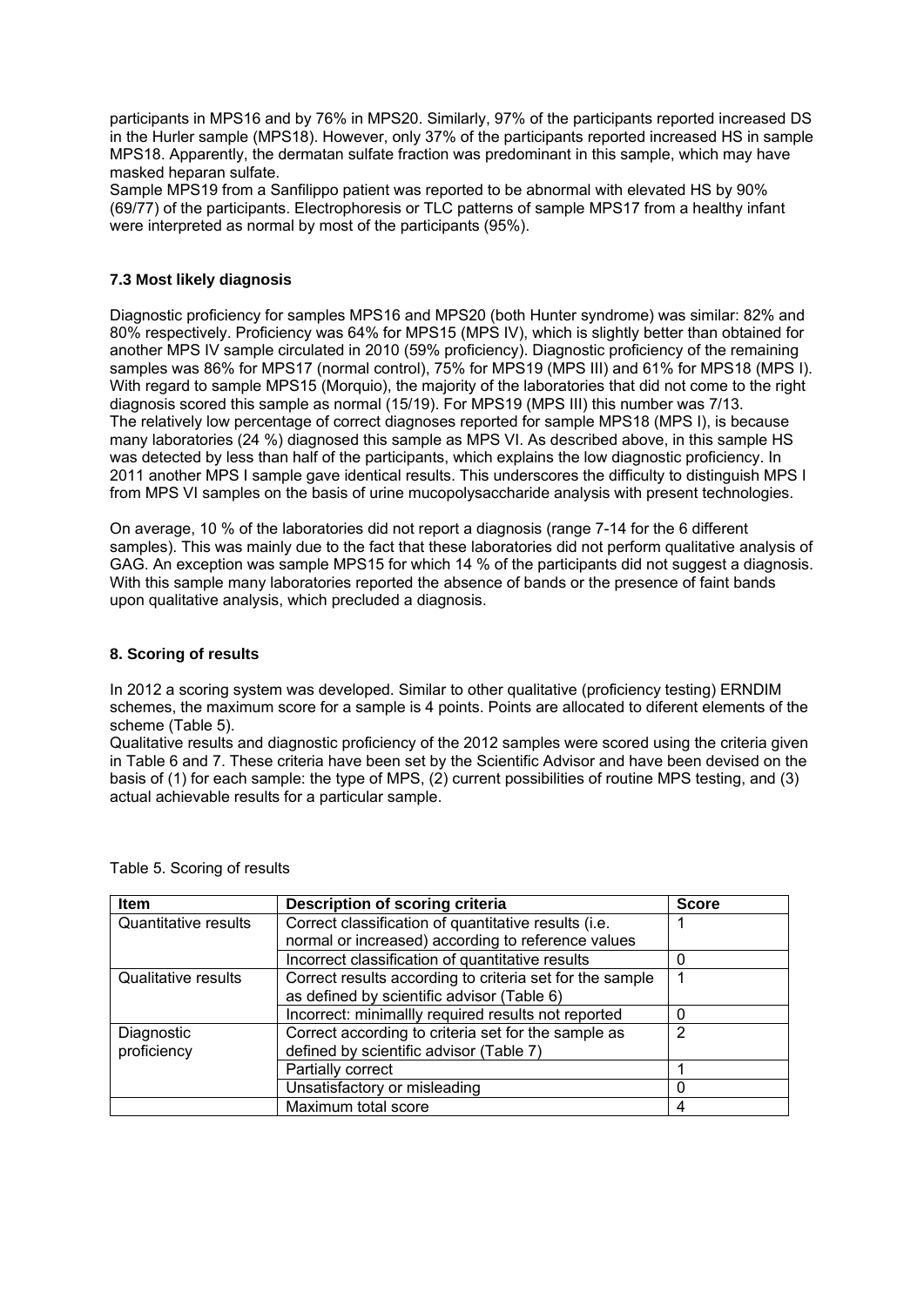participants in MPS16 and by 76% in MPS20. Similarly, 97% of the participants reported increased DS in the Hurler sample (MPS18). However, only 37% of the participants reported increased HS in sample MPS18. Apparently, the dermatan sulfate fraction was predominant in this sample, which may have masked heparan sulfate.
Sample MPS19 from a Sanfilippo patient was reported to be abnormal with elevated HS by 90% (69/77) of the participants. Electrophoresis or TLC patterns of sample MPS17 from a healthy infant were interpreted as normal by most of the participants (95%).

### 7.3 Most likely diagnosis

Diagnostic proficiency for samples MPS16 and MPS20 (both Hunter syndrome) was similar: 82% and 80% respectively. Proficiency was 64% for MPS15 (MPS IV), which is slightly better than obtained for another MPS IV sample circulated in 2010 (59% proficiency). Diagnostic proficiency of the remaining samples was 86% for MPS17 (normal control), 75% for MPS19 (MPS III) and 61% for MPS18 (MPS I). With regard to sample MPS15 (Morquio), the majority of the laboratories that did not come to the right diagnosis scored this sample as normal (15/19). For MPS19 (MPS III) this number was 7/13.
The relatively low percentage of correct diagnoses reported for sample MPS18 (MPS I), is because many laboratories (24 %) diagnosed this sample as MPS VI. As described above, in this sample HS was detected by less than half of the participants, which explains the low diagnostic proficiency. In 2011 another MPS I sample gave identical results. This underscores the difficulty to distinguish MPS I from MPS VI samples on the basis of urine mucopolysaccharide analysis with present technologies.

On average, 10 % of the laboratories did not report a diagnosis (range 7-14 for the 6 different samples). This was mainly due to the fact that these laboratories did not perform qualitative analysis of GAG. An exception was sample MPS15 for which 14 % of the participants did not suggest a diagnosis. With this sample many laboratories reported the absence of bands or the presence of faint bands upon qualitative analysis, which precluded a diagnosis.

## 8. Scoring of results

In 2012 a scoring system was developed. Similar to other qualitative (proficiency testing) ERNDIM schemes, the maximum score for a sample is 4 points. Points are allocated to diferent elements of the scheme (Table 5).
Qualitative results and diagnostic proficiency of the 2012 samples were scored using the criteria given in Table 6 and 7. These criteria have been set by the Scientific Advisor and have been devised on the basis of (1) for each sample: the type of MPS, (2) current possibilities of routine MPS testing, and (3) actual achievable results for a particular sample.

Table 5. Scoring of results

| Item | Description of scoring criteria | Score |
|---|---|---|
| Quantitative results | Correct classification of quantitative results (i.e. normal or increased) according to reference values | 1 |
| | Incorrect classification of quantitative results | 0 |
| Qualitative results | Correct results according to criteria set for the sample as defined by scientific advisor (Table 6) | 1 |
| | Incorrect: minimallly required results not reported | 0 |
| Diagnostic proficiency | Correct according to criteria set for the sample as defined by scientific advisor (Table 7) | 2 |
| | Partially correct | 1 |
| | Unsatisfactory or misleading | 0 |
| | Maximum total score | 4 |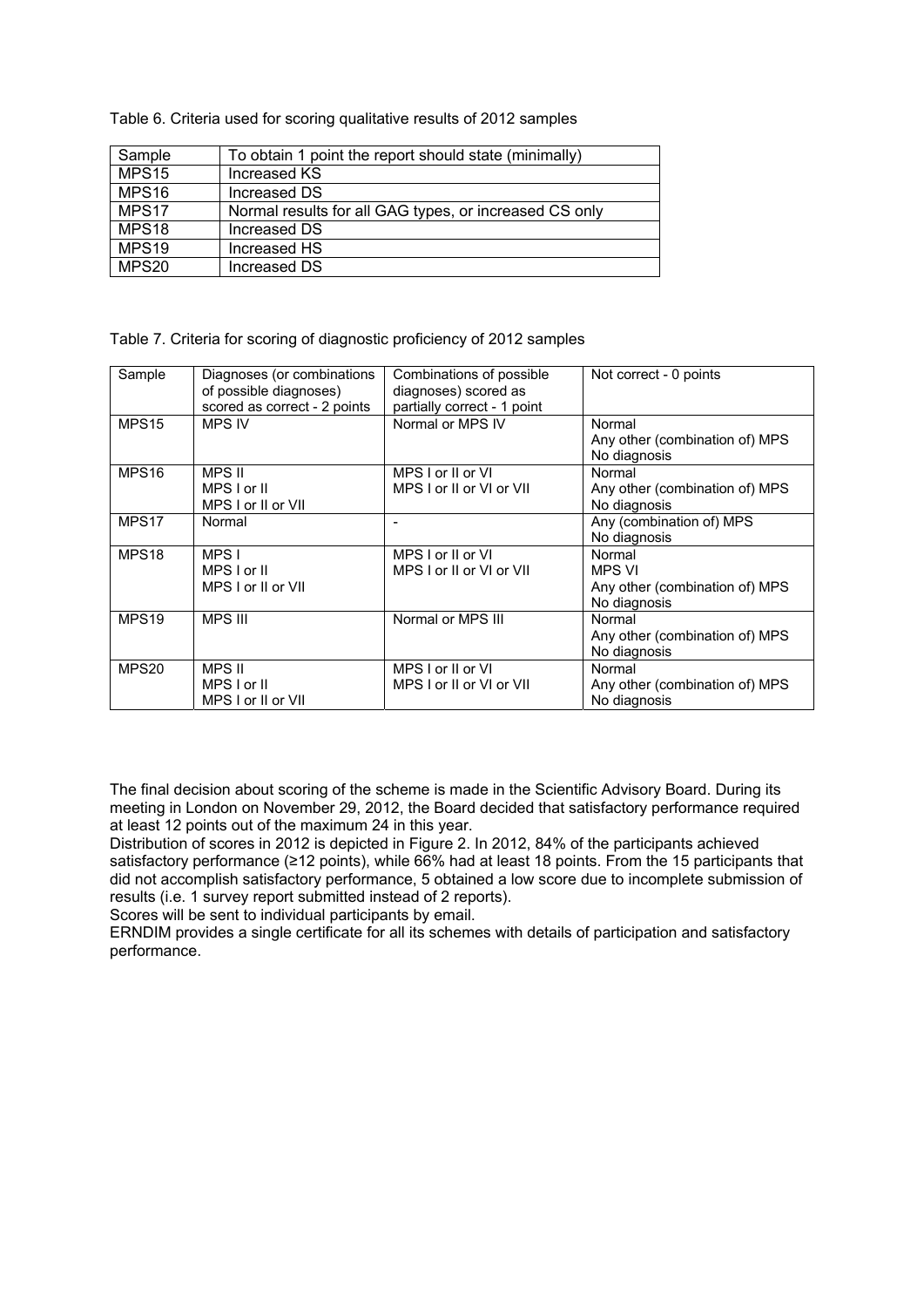Table 6. Criteria used for scoring qualitative results of 2012 samples

| Sample | To obtain 1 point the report should state (minimally) |
| --- | --- |
| MPS15 | Increased KS |
| MPS16 | Increased DS |
| MPS17 | Normal results for all GAG types, or increased CS only |
| MPS18 | Increased DS |
| MPS19 | Increased HS |
| MPS20 | Increased DS |

Table 7. Criteria for scoring of diagnostic proficiency of 2012 samples

| Sample | Diagnoses (or combinations of possible diagnoses) scored as correct - 2 points | Combinations of possible diagnoses) scored as partially correct - 1 point | Not correct - 0 points |
| --- | --- | --- | --- |
| MPS15 | MPS IV | Normal or MPS IV | Normal<br>Any other (combination of) MPS<br>No diagnosis |
| MPS16 | MPS II<br>MPS I or II<br>MPS I or II or VII | MPS I or II or VI<br>MPS I or II or VI or VII | Normal<br>Any other (combination of) MPS<br>No diagnosis |
| MPS17 | Normal | - | Any (combination of) MPS<br>No diagnosis |
| MPS18 | MPS I<br>MPS I or II<br>MPS I or II or VII | MPS I or II or VI<br>MPS I or II or VI or VII | Normal<br>MPS VI<br>Any other (combination of) MPS<br>No diagnosis |
| MPS19 | MPS III | Normal or MPS III | Normal<br>Any other (combination of) MPS<br>No diagnosis |
| MPS20 | MPS II<br>MPS I or II<br>MPS I or II or VII | MPS I or II or VI<br>MPS I or II or VI or VII | Normal<br>Any other (combination of) MPS<br>No diagnosis |

The final decision about scoring of the scheme is made in the Scientific Advisory Board. During its meeting in London on November 29, 2012, the Board decided that satisfactory performance required at least 12 points out of the maximum 24 in this year.
Distribution of scores in 2012 is depicted in Figure 2. In 2012, 84% of the participants achieved satisfactory performance (≥12 points), while 66% had at least 18 points. From the 15 participants that did not accomplish satisfactory performance, 5 obtained a low score due to incomplete submission of results (i.e. 1 survey report submitted instead of 2 reports).
Scores will be sent to individual participants by email.
ERNDIM provides a single certificate for all its schemes with details of participation and satisfactory performance.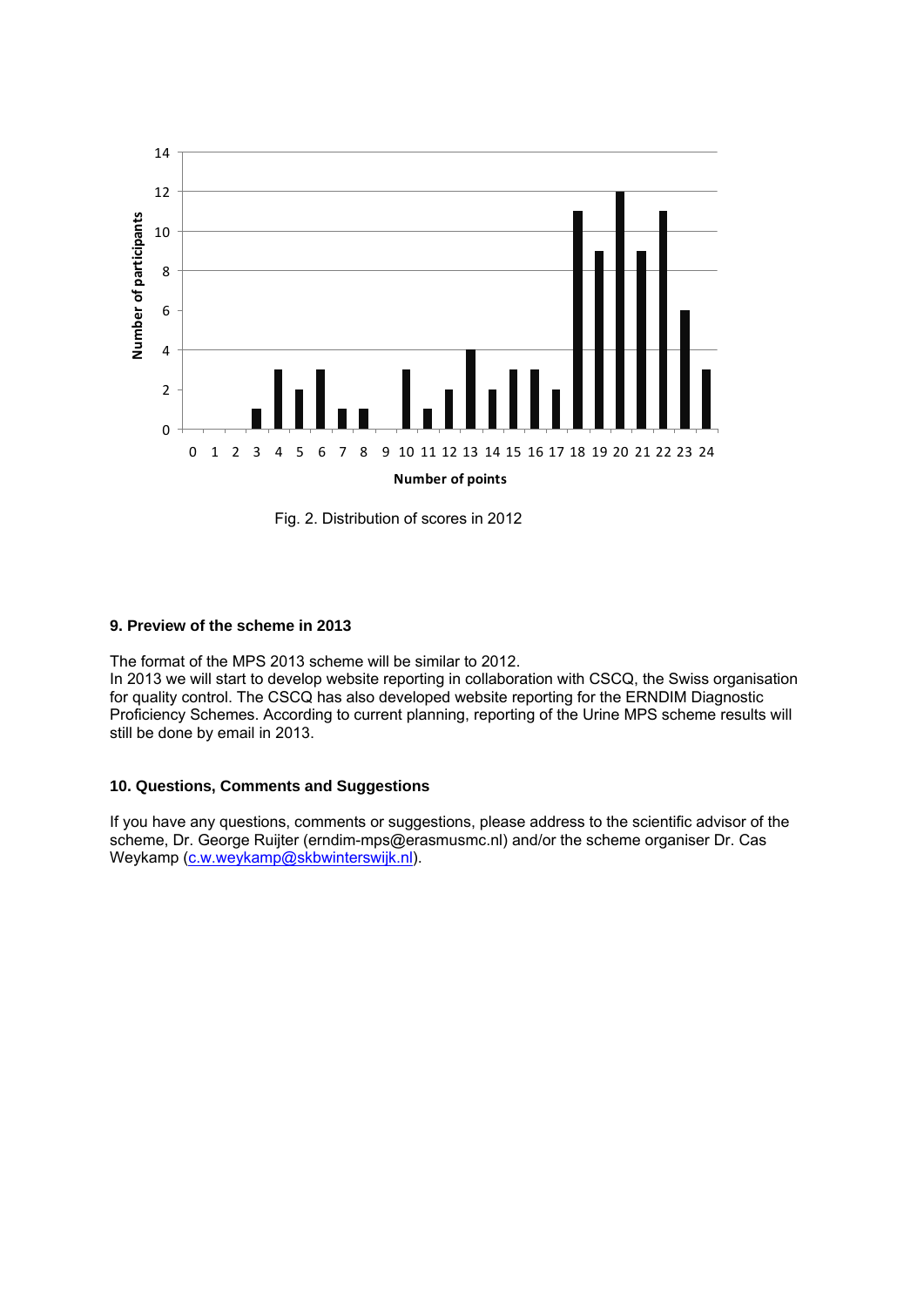14
12
10
8
6
4
2
0

Number of participants

0 1 2 3 4 5 6 7 8 9 10 11 12 13 14 15 16 17 18 19 20 21 22 23 24

Number of points

Fig. 2. Distribution of scores in 2012

### 9. Preview of the scheme in 2013

The format of the MPS 2013 scheme will be similar to 2012.
In 2013 we will start to develop website reporting in collaboration with CSCQ, the Swiss organisation for quality control. The CSCQ has also developed website reporting for the ERNDIM Diagnostic Proficiency Schemes. According to current planning, reporting of the Urine MPS scheme results will still be done by email in 2013.

### 10. Questions, Comments and Suggestions

If you have any questions, comments or suggestions, please address to the scientific advisor of the scheme, Dr. George Ruijter (erndim-mps@erasmusmc.nl) and/or the scheme organiser Dr. Cas Weykamp (c.w.weykamp@skbwinterswijk.nl).